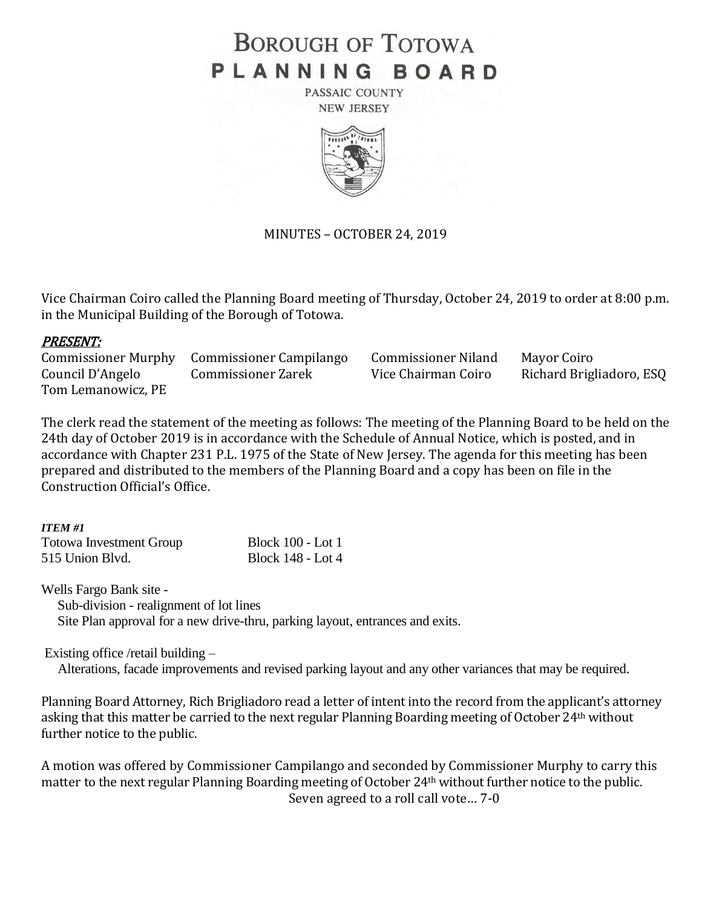# BOROUGH OF TOTOWA
# PLANNING BOARD

PASSAIC COUNTY
NEW JERSEY

MINUTES – OCTOBER 24, 2019

Vice Chairman Coiro called the Planning Board meeting of Thursday, October 24, 2019 to order at 8:00 p.m. in the Municipal Building of the Borough of Totowa.

***PRESENT:***

| | | | |
|---|---|---|---|
| Commissioner Murphy | Commissioner Campilango | Commissioner Niland | Mayor Coiro |
| Council D'Angelo | Commissioner Zarek | Vice Chairman Coiro | Richard Brigliadoro, ESQ |
| Tom Lemanowicz, PE | | | |

The clerk read the statement of the meeting as follows: The meeting of the Planning Board to be held on the 24th day of October 2019 is in accordance with the Schedule of Annual Notice, which is posted, and in accordance with Chapter 231 P.L. 1975 of the State of New Jersey. The agenda for this meeting has been prepared and distributed to the members of the Planning Board and a copy has been on file in the Construction Official's Office.

***ITEM #1***

Totowa Investment Group — Block 100 - Lot 1
515 Union Blvd. — Block 148 - Lot 4

Wells Fargo Bank site -
- Sub-division - realignment of lot lines
- Site Plan approval for a new drive-thru, parking layout, entrances and exits.

Existing office /retail building –
- Alterations, facade improvements and revised parking layout and any other variances that may be required.

Planning Board Attorney, Rich Brigliadoro read a letter of intent into the record from the applicant's attorney asking that this matter be carried to the next regular Planning Boarding meeting of October 24th without further notice to the public.

A motion was offered by Commissioner Campilango and seconded by Commissioner Murphy to carry this matter to the next regular Planning Boarding meeting of October 24th without further notice to the public.

Seven agreed to a roll call vote… 7-0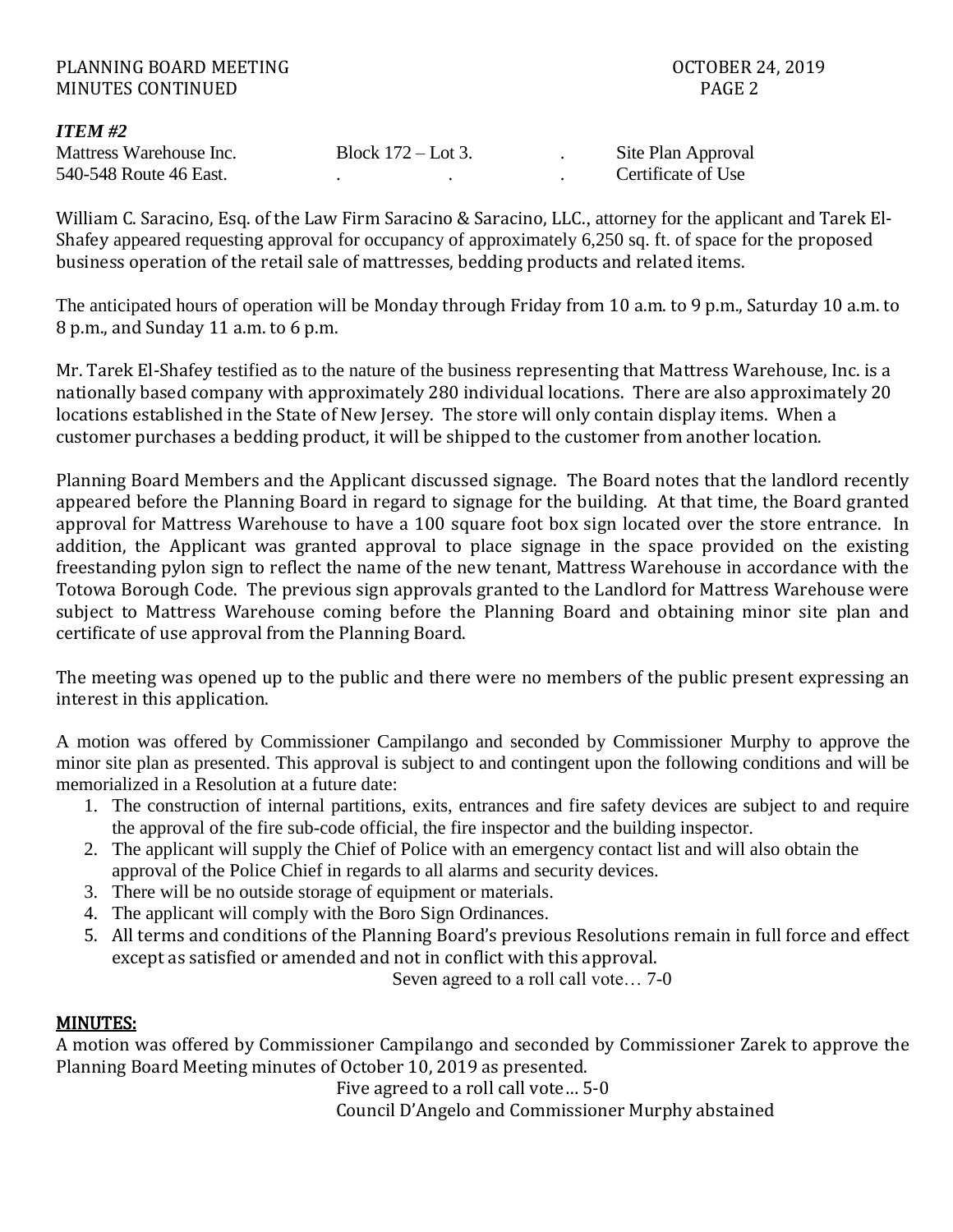*ITEM #2*

| Mattress Warehouse Inc. | Block 172 – Lot 3. | . | Site Plan Approval |
|---|---|---|---|
| 540-548 Route 46 East. | . . | . | Certificate of Use |

William C. Saracino, Esq. of the Law Firm Saracino & Saracino, LLC., attorney for the applicant and Tarek El-Shafey appeared requesting approval for occupancy of approximately 6,250 sq. ft. of space for the proposed business operation of the retail sale of mattresses, bedding products and related items.

The anticipated hours of operation will be Monday through Friday from 10 a.m. to 9 p.m., Saturday 10 a.m. to 8 p.m., and Sunday 11 a.m. to 6 p.m.

Mr. Tarek El-Shafey testified as to the nature of the business representing that Mattress Warehouse, Inc. is a nationally based company with approximately 280 individual locations. There are also approximately 20 locations established in the State of New Jersey. The store will only contain display items. When a customer purchases a bedding product, it will be shipped to the customer from another location.

Planning Board Members and the Applicant discussed signage. The Board notes that the landlord recently appeared before the Planning Board in regard to signage for the building. At that time, the Board granted approval for Mattress Warehouse to have a 100 square foot box sign located over the store entrance. In addition, the Applicant was granted approval to place signage in the space provided on the existing freestanding pylon sign to reflect the name of the new tenant, Mattress Warehouse in accordance with the Totowa Borough Code. The previous sign approvals granted to the Landlord for Mattress Warehouse were subject to Mattress Warehouse coming before the Planning Board and obtaining minor site plan and certificate of use approval from the Planning Board.

The meeting was opened up to the public and there were no members of the public present expressing an interest in this application.

A motion was offered by Commissioner Campilango and seconded by Commissioner Murphy to approve the minor site plan as presented. This approval is subject to and contingent upon the following conditions and will be memorialized in a Resolution at a future date:

1. The construction of internal partitions, exits, entrances and fire safety devices are subject to and require the approval of the fire sub-code official, the fire inspector and the building inspector.
2. The applicant will supply the Chief of Police with an emergency contact list and will also obtain the approval of the Police Chief in regards to all alarms and security devices.
3. There will be no outside storage of equipment or materials.
4. The applicant will comply with the Boro Sign Ordinances.
5. All terms and conditions of the Planning Board's previous Resolutions remain in full force and effect except as satisfied or amended and not in conflict with this approval.

Seven agreed to a roll call vote… 7-0

## MINUTES:

A motion was offered by Commissioner Campilango and seconded by Commissioner Zarek to approve the Planning Board Meeting minutes of October 10, 2019 as presented.

Five agreed to a roll call vote… 5-0

Council D'Angelo and Commissioner Murphy abstained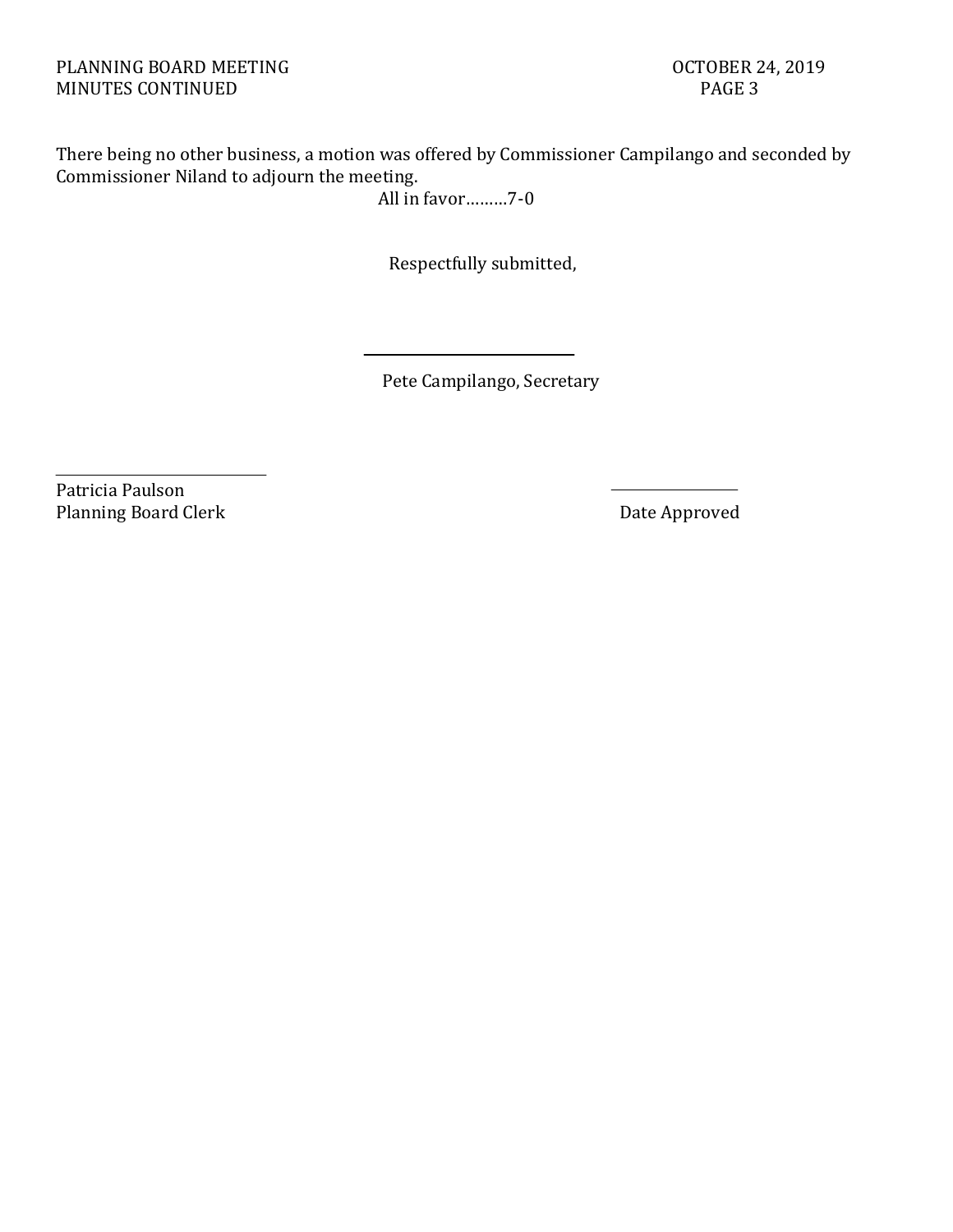There being no other business, a motion was offered by Commissioner Campilango and seconded by Commissioner Niland to adjourn the meeting.

All in favor………7-0

Respectfully submitted,

\_\_\_\_\_\_\_\_\_\_\_\_\_\_\_\_\_\_\_\_\_\_\_\_\_\_\_\_

Pete Campilango, Secretary

\_\_\_\_\_\_\_\_\_\_\_\_\_\_\_\_\_\_\_\_\_\_\_\_\_\_\_\_

Patricia Paulson
Planning Board Clerk

\_\_\_\_\_\_\_\_\_\_\_\_\_\_\_\_\_\_

Date Approved